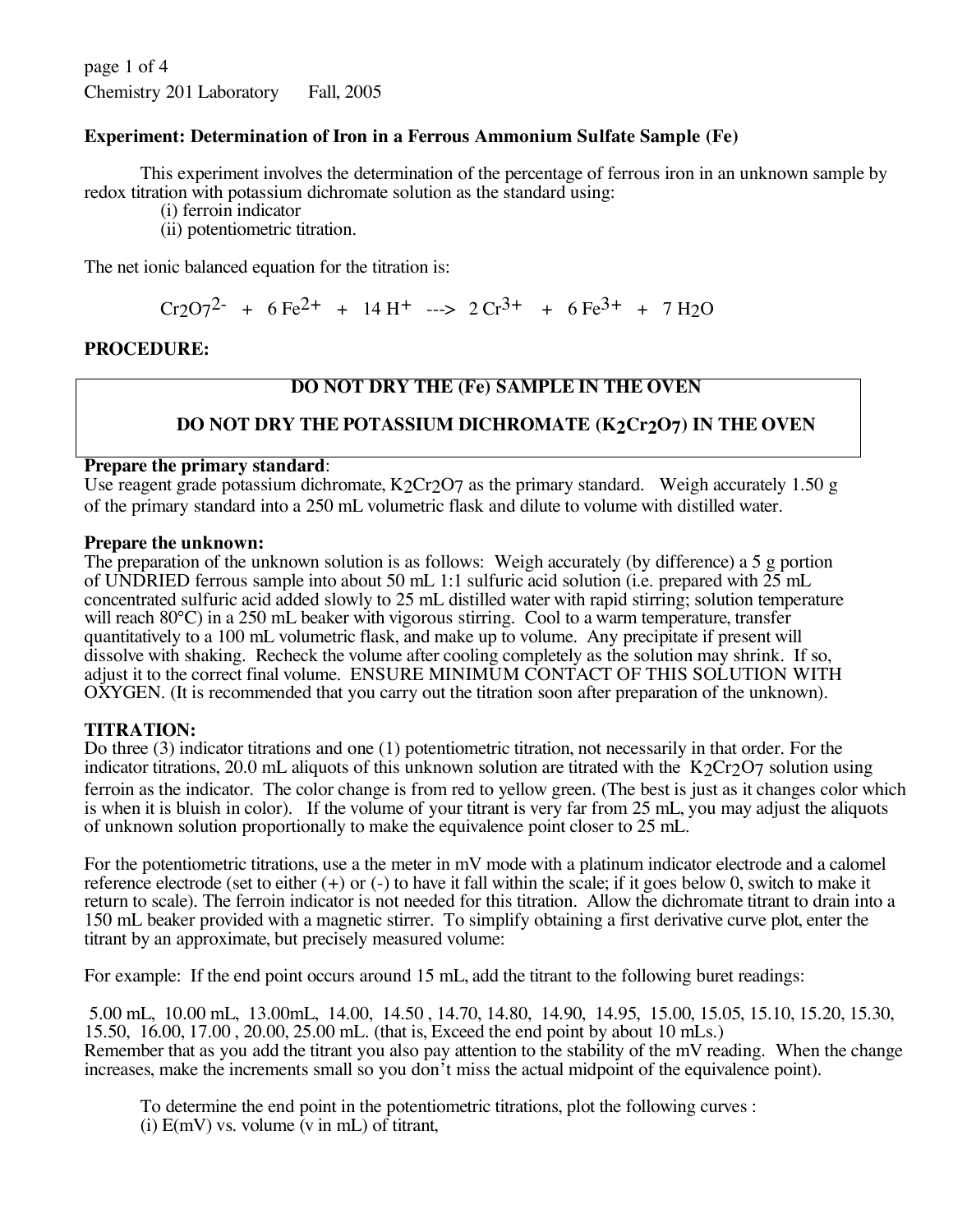Chemistry 201 Laboratory Fall, 2005

**Experiment: Determination of Iron in a Ferrous Ammonium Sulfate Sample (Fe)**

This experiment involves the determination of the percentage of ferrous iron in an unknown sample by redox titration with potassium dichromate solution as the standard using:

(i) ferroin indicator

(ii) potentiometric titration.

The net ionic balanced equation for the titration is:

$$Cr_2O_7^{2-} + 6\ Fe^{2+} + 14\ H^+ \longrightarrow 2\ Cr^{3+} + 6\ Fe^{3+} + 7\ H_2O$$

**PROCEDURE:**

**DO NOT DRY THE (Fe) SAMPLE IN THE OVEN**

**DO NOT DRY THE POTASSIUM DICHROMATE ($K_2Cr_2O_7$) IN THE OVEN**

**Prepare the primary standard**:
Use reagent grade potassium dichromate, $K_2Cr_2O_7$ as the primary standard. Weigh accurately 1.50 g of the primary standard into a 250 mL volumetric flask and dilute to volume with distilled water.

**Prepare the unknown:**
The preparation of the unknown solution is as follows: Weigh accurately (by difference) a 5 g portion of UNDRIED ferrous sample into about 50 mL 1:1 sulfuric acid solution (i.e. prepared with 25 mL concentrated sulfuric acid added slowly to 25 mL distilled water with rapid stirring; solution temperature will reach 80°C) in a 250 mL beaker with vigorous stirring. Cool to a warm temperature, transfer quantitatively to a 100 mL volumetric flask, and make up to volume. Any precipitate if present will dissolve with shaking. Recheck the volume after cooling completely as the solution may shrink. If so, adjust it to the correct final volume. ENSURE MINIMUM CONTACT OF THIS SOLUTION WITH OXYGEN. (It is recommended that you carry out the titration soon after preparation of the unknown).

**TITRATION:**
Do three (3) indicator titrations and one (1) potentiometric titration, not necessarily in that order. For the indicator titrations, 20.0 mL aliquots of this unknown solution are titrated with the $K_2Cr_2O_7$ solution using ferroin as the indicator. The color change is from red to yellow green. (The best is just as it changes color which is when it is bluish in color). If the volume of your titrant is very far from 25 mL, you may adjust the aliquots of unknown solution proportionally to make the equivalence point closer to 25 mL.

For the potentiometric titrations, use a the meter in mV mode with a platinum indicator electrode and a calomel reference electrode (set to either (+) or (-) to have it fall within the scale; if it goes below 0, switch to make it return to scale). The ferroin indicator is not needed for this titration. Allow the dichromate titrant to drain into a 150 mL beaker provided with a magnetic stirrer. To simplify obtaining a first derivative curve plot, enter the titrant by an approximate, but precisely measured volume:

For example: If the end point occurs around 15 mL, add the titrant to the following buret readings:

5.00 mL, 10.00 mL, 13.00mL, 14.00, 14.50 , 14.70, 14.80, 14.90, 14.95, 15.00, 15.05, 15.10, 15.20, 15.30, 15.50, 16.00, 17.00 , 20.00, 25.00 mL. (that is, Exceed the end point by about 10 mLs.)
Remember that as you add the titrant you also pay attention to the stability of the mV reading. When the change increases, make the increments small so you don't miss the actual midpoint of the equivalence point).

To determine the end point in the potentiometric titrations, plot the following curves :

(i) E(mV) vs. volume (v in mL) of titrant,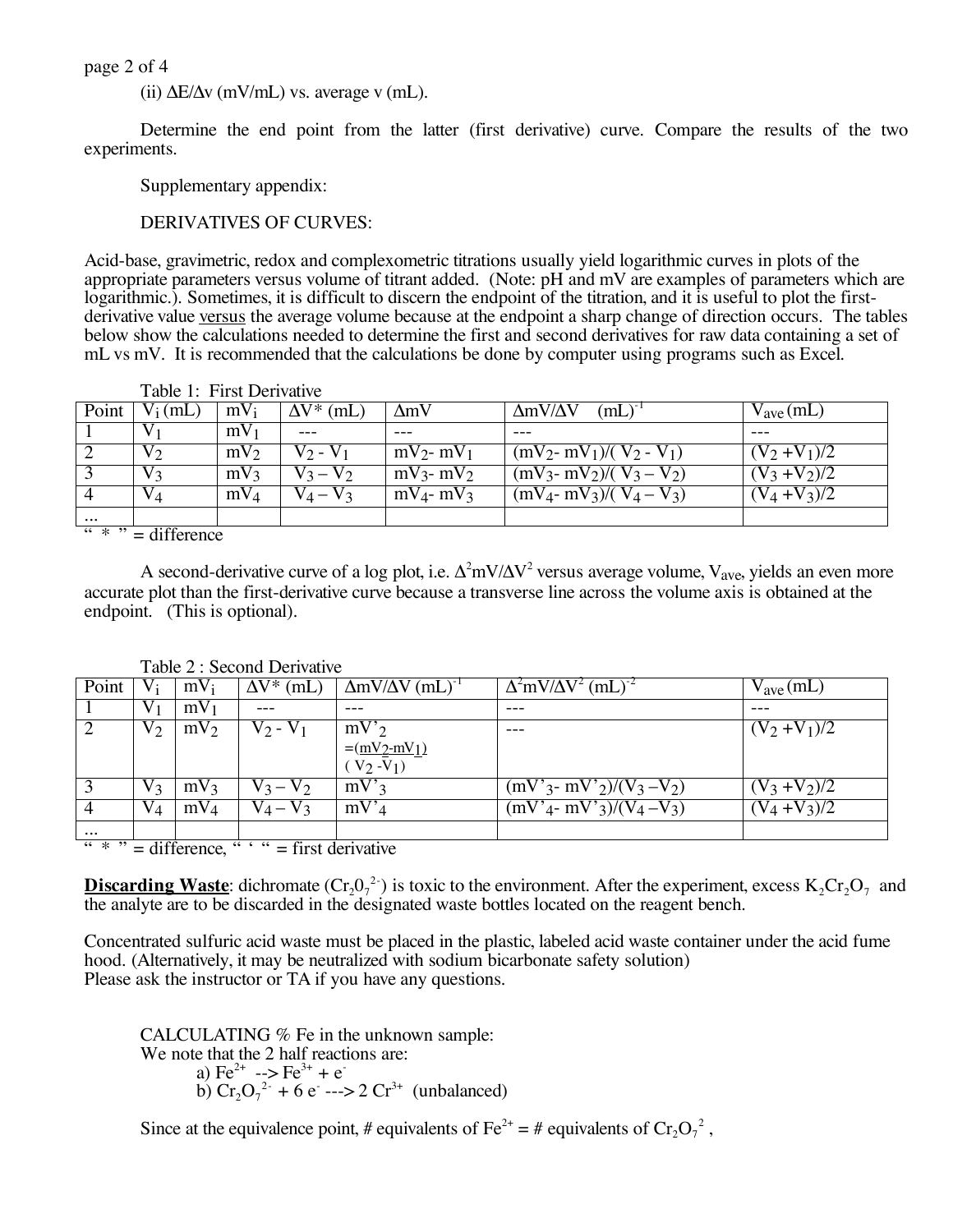(ii) $\Delta E/\Delta v$ (mV/mL) vs. average v (mL).

Determine the end point from the latter (first derivative) curve. Compare the results of the two experiments.

Supplementary appendix:

DERIVATIVES OF CURVES:

Acid-base, gravimetric, redox and complexometric titrations usually yield logarithmic curves in plots of the appropriate parameters versus volume of titrant added. (Note: pH and mV are examples of parameters which are logarithmic.). Sometimes, it is difficult to discern the endpoint of the titration, and it is useful to plot the first-derivative value <u>versus</u> the average volume because at the endpoint a sharp change of direction occurs. The tables below show the calculations needed to determine the first and second derivatives for raw data containing a set of mL vs mV. It is recommended that the calculations be done by computer using programs such as Excel.

Table 1: First Derivative

| Point | $V_i$ (mL) | $mV_i$ | $\Delta V$* (mL) | $\Delta mV$ | $\Delta mV/\Delta V$ $(mL)^{-1}$ | $V_{ave}$ (mL) |
|---|---|---|---|---|---|---|
| 1 | $V_1$ | $mV_1$ | --- | --- | --- | --- |
| 2 | $V_2$ | $mV_2$ | $V_2 - V_1$ | $mV_2 - mV_1$ | $(mV_2 - mV_1)/(V_2 - V_1)$ | $(V_2 + V_1)/2$ |
| 3 | $V_3$ | $mV_3$ | $V_3 - V_2$ | $mV_3 - mV_2$ | $(mV_3 - mV_2)/(V_3 - V_2)$ | $(V_3 + V_2)/2$ |
| 4 | $V_4$ | $mV_4$ | $V_4 - V_3$ | $mV_4 - mV_3$ | $(mV_4 - mV_3)/(V_4 - V_3)$ | $(V_4 + V_3)/2$ |
| ... | | | | | | |

" * " = difference

A second-derivative curve of a log plot, i.e. $\Delta^2 mV/\Delta V^2$ versus average volume, $V_{ave}$, yields an even more accurate plot than the first-derivative curve because a transverse line across the volume axis is obtained at the endpoint. (This is optional).

Table 2 : Second Derivative

| Point | $V_i$ | $mV_i$ | $\Delta V$* (mL) | $\Delta mV/\Delta V$ $(mL)^{-1}$ | $\Delta^2 mV/\Delta V^2$ $(mL)^{-2}$ | $V_{ave}$ (mL) |
|---|---|---|---|---|---|---|
| 1 | $V_1$ | $mV_1$ | --- | --- | --- | --- |
| 2 | $V_2$ | $mV_2$ | $V_2 - V_1$ | $mV'_2 = \frac{(mV_2 - mV_1)}{(V_2 - V_1)}$ | --- | $(V_2 + V_1)/2$ |
| 3 | $V_3$ | $mV_3$ | $V_3 - V_2$ | $mV'_3$ | $(mV'_3 - mV'_2)/(V_3 - V_2)$ | $(V_3 + V_2)/2$ |
| 4 | $V_4$ | $mV_4$ | $V_4 - V_3$ | $mV'_4$ | $(mV'_4 - mV'_3)/(V_4 - V_3)$ | $(V_4 + V_3)/2$ |
| ... | | | | | | |

" * " = difference, " ' " = first derivative

**<u>Discarding Waste</u>**: dichromate ($Cr_2O_7^{2-}$) is toxic to the environment. After the experiment, excess $K_2Cr_2O_7$ and the analyte are to be discarded in the designated waste bottles located on the reagent bench.

Concentrated sulfuric acid waste must be placed in the plastic, labeled acid waste container under the acid fume hood. (Alternatively, it may be neutralized with sodium bicarbonate safety solution)
Please ask the instructor or TA if you have any questions.

CALCULATING % Fe in the unknown sample:
We note that the 2 half reactions are:

a) $Fe^{2+} \rightarrow Fe^{3+} + e^-$
b) $Cr_2O_7^{2-} + 6\,e^- \rightarrow 2\,Cr^{3+}$ (unbalanced)

Since at the equivalence point, # equivalents of $Fe^{2+}$ = # equivalents of $Cr_2O_7^{2}$ ,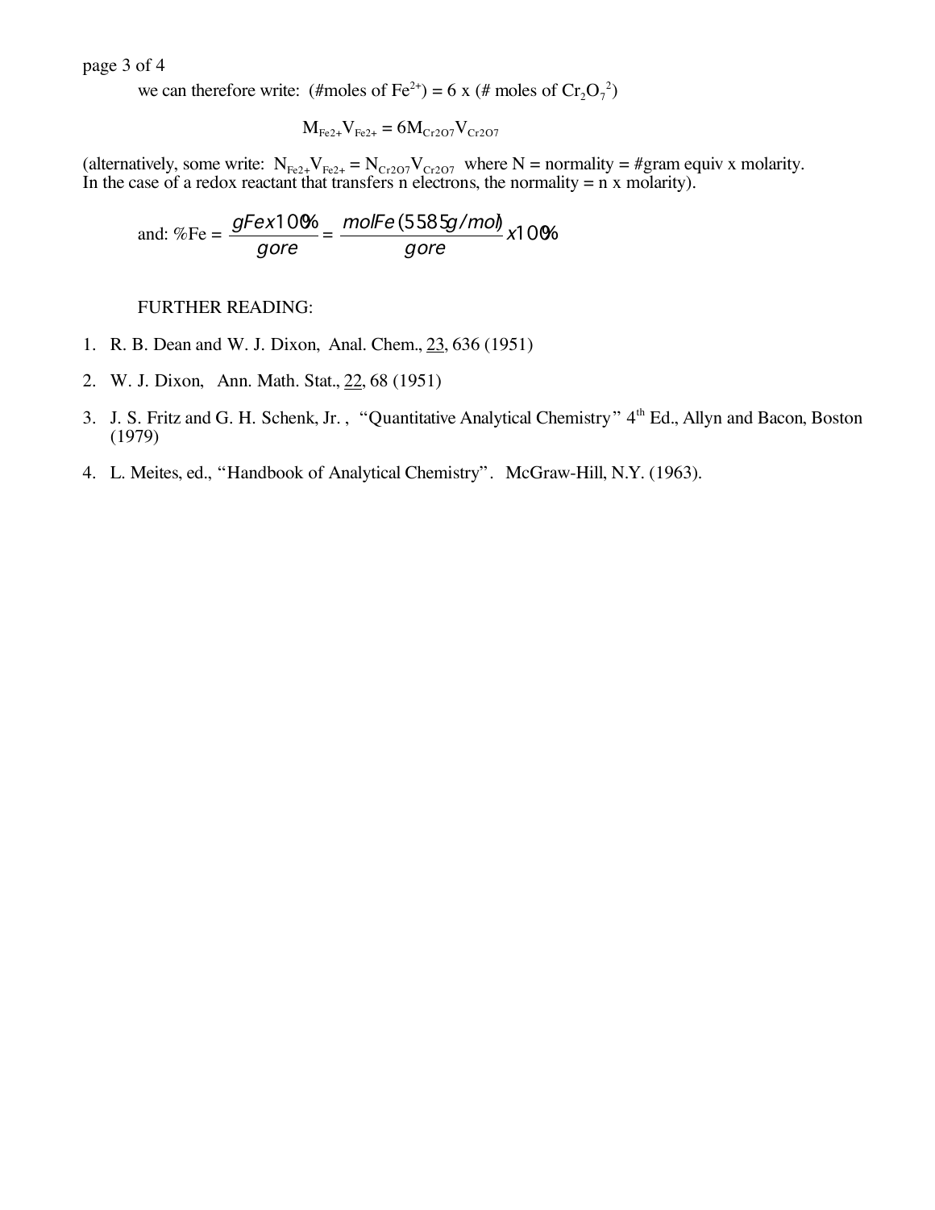we can therefore write: (#moles of $Fe^{2+}$) = 6 x (# moles of $Cr_2O_7^{2}$)

$$M_{Fe2+}V_{Fe2+} = 6M_{Cr2O7}V_{Cr2O7}$$

(alternatively, some write: $N_{Fe2+}V_{Fe2+} = N_{Cr2O7}V_{Cr2O7}$ where N = normality = #gram equiv x molarity. In the case of a redox reactant that transfers n electrons, the normality = n x molarity).

and: $\%Fe = \dfrac{gFe x 100\%}{g ore} = \dfrac{mol Fe (55.85 g/mol)}{g ore} x 100\%$

FURTHER READING:

1. R. B. Dean and W. J. Dixon, Anal. Chem., 23, 636 (1951)
2. W. J. Dixon, Ann. Math. Stat., 22, 68 (1951)
3. J. S. Fritz and G. H. Schenk, Jr. , "Quantitative Analytical Chemistry" 4th Ed., Allyn and Bacon, Boston (1979)
4. L. Meites, ed., "Handbook of Analytical Chemistry". McGraw-Hill, N.Y. (1963).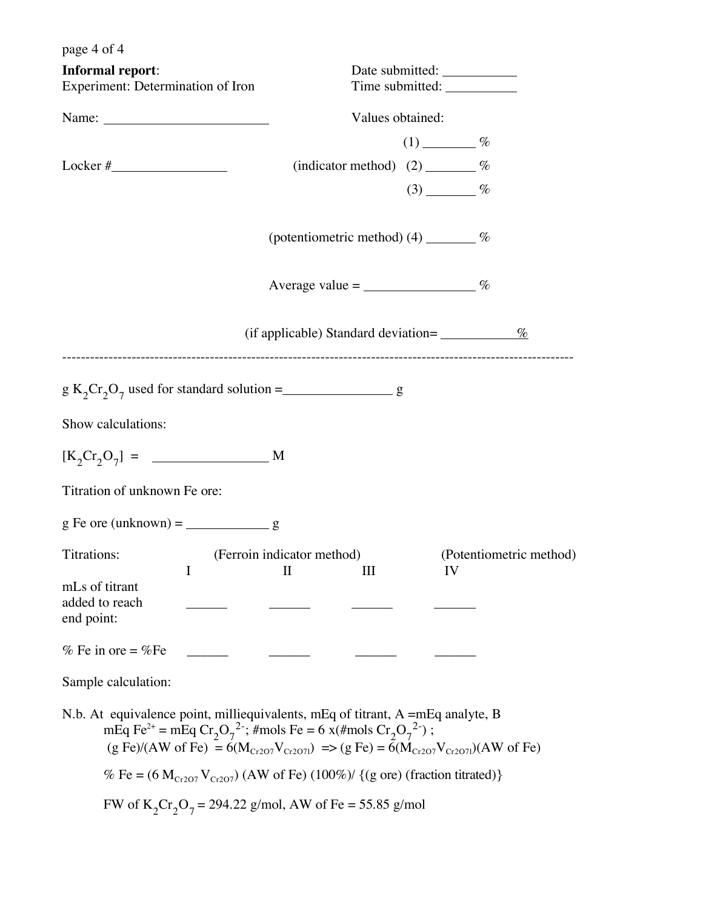**Informal report**:
Experiment: Determination of Iron

Date submitted: \_\_\_\_\_\_\_\_\_\_\_
Time submitted: \_\_\_\_\_\_\_\_\_\_\_

Name: \_\_\_\_\_\_\_\_\_\_\_\_\_\_\_\_\_\_\_\_\_\_\_\_\_

Locker #\_\_\_\_\_\_\_\_\_\_\_\_\_\_\_\_\_\_

Values obtained:

(indicator method)
(1) \_\_\_\_\_\_\_\_ %
(2) \_\_\_\_\_\_\_\_ %
(3) \_\_\_\_\_\_\_\_ %

(potentiometric method) (4) \_\_\_\_\_\_\_\_ %

Average value = \_\_\_\_\_\_\_\_\_\_\_\_\_\_\_\_\_ %

(if applicable) Standard deviation= \_\_\_\_\_\_\_\_\_\_\_\_%

---

g $K_2Cr_2O_7$ used for standard solution =\_\_\_\_\_\_\_\_\_\_\_\_\_\_\_\_\_ g

Show calculations:

$[K_2Cr_2O_7]$ = \_\_\_\_\_\_\_\_\_\_\_\_\_\_\_\_\_\_ M

Titration of unknown Fe ore:

g Fe ore (unknown) = \_\_\_\_\_\_\_\_\_\_\_\_\_ g

| Titrations: | (Ferroin indicator method) I | II | III | (Potentiometric method) IV |
|---|---|---|---|---|
| mLs of titrant added to reach end point: | \_\_\_\_\_\_ | \_\_\_\_\_\_ | \_\_\_\_\_\_ | \_\_\_\_\_\_ |
| % Fe in ore = %Fe | \_\_\_\_\_\_ | \_\_\_\_\_\_ | \_\_\_\_\_\_ | \_\_\_\_\_\_ |

Sample calculation:

N.b. At equivalence point, milliequivalents, mEq of titrant, A =mEq analyte, B
mEq $Fe^{2+}$ = mEq $Cr_2O_7^{2-}$; #mols Fe = 6 x(#mols $Cr_2O_7^{2-}$) ;
(g Fe)/(AW of Fe) = $6(M_{Cr2O7}V_{Cr2O7l})$ => (g Fe) = $6(M_{Cr2O7}V_{Cr2O7l})$(AW of Fe)

% Fe = $(6\ M_{Cr2O7}\ V_{Cr2O7})$ (AW of Fe) (100%)/ {(g ore) (fraction titrated)}

FW of $K_2Cr_2O_7$ = 294.22 g/mol, AW of Fe = 55.85 g/mol